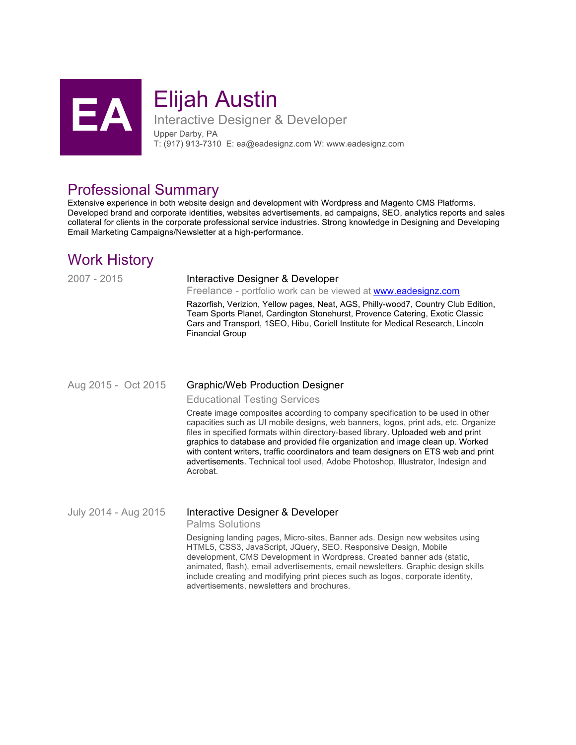EA

# Elijah Austin

Interactive Designer & Developer

Upper Darby, PA

T: (917) 913-7310 E: ea@eadesignz.com W: www.eadesignz.com

## Professional Summary

Extensive experience in both website design and development with Wordpress and Magento CMS Platforms. Developed brand and corporate identities, websites advertisements, ad campaigns, SEO, analytics reports and sales collateral for clients in the corporate professional service industries. Strong knowledge in Designing and Developing Email Marketing Campaigns/Newsletter at a high-performance.

## Work History

**2007 - 2015**

### Interactive Designer & Developer

Freelance - portfolio work can be viewed at [www.eadesignz.com](http://www.eadesignz.com)

Razorfish, Verizion, Yellow pages, Neat, AGS, Philly-wood7, Country Club Edition, Team Sports Planet, Cardington Stonehurst, Provence Catering, Exotic Classic Cars and Transport, 1SEO, Hibu, Coriell Institute for Medical Research, Lincoln Financial Group

**Aug 2015 - Oct 2015**

### Graphic/Web Production Designer

Educational Testing Services

Create image composites according to company specification to be used in other capacities such as UI mobile designs, web banners, logos, print ads, etc. Organize files in specified formats within directory-based library. Uploaded web and print graphics to database and provided file organization and image clean up. Worked with content writers, traffic coordinators and team designers on ETS web and print advertisements. Technical tool used, Adobe Photoshop, Illustrator, Indesign and Acrobat.

**July 2014 - Aug 2015**

### Interactive Designer & Developer

Palms Solutions

Designing landing pages, Micro-sites, Banner ads. Design new websites using HTML5, CSS3, JavaScript, JQuery, SEO. Responsive Design, Mobile development, CMS Development in Wordpress. Created banner ads (static, animated, flash), email advertisements, email newsletters. Graphic design skills include creating and modifying print pieces such as logos, corporate identity, advertisements, newsletters and brochures.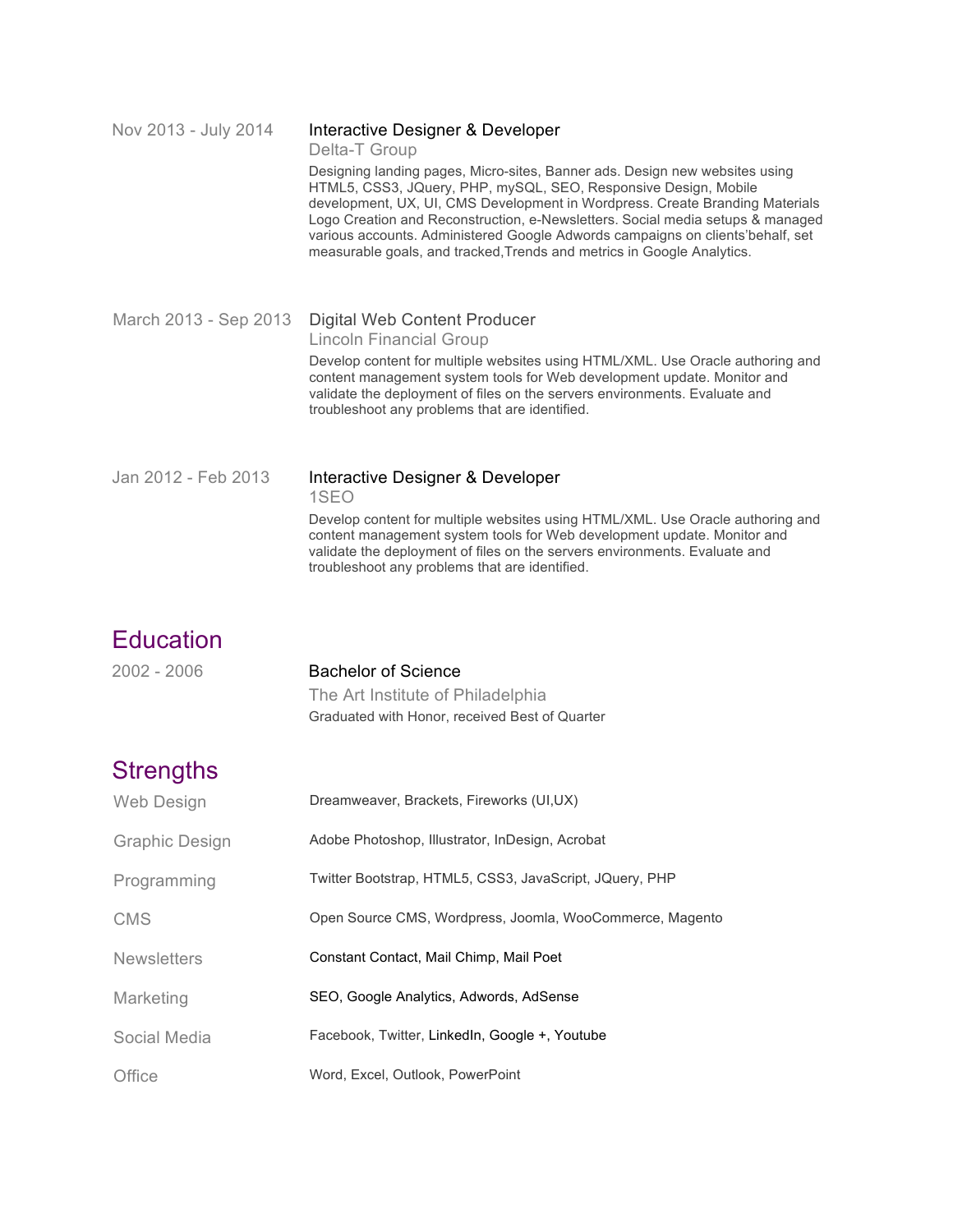Nov 2013 - July 2014

### Interactive Designer & Developer

Delta-T Group

Designing landing pages, Micro-sites, Banner ads. Design new websites using HTML5, CSS3, JQuery, PHP, mySQL, SEO, Responsive Design, Mobile development, UX, UI, CMS Development in Wordpress. Create Branding Materials Logo Creation and Reconstruction, e-Newsletters. Social media setups & managed various accounts. Administered Google Adwords campaigns on clients'behalf, set measurable goals, and tracked,Trends and metrics in Google Analytics.

March 2013 - Sep 2013

### Digital Web Content Producer

Lincoln Financial Group

Develop content for multiple websites using HTML/XML. Use Oracle authoring and content management system tools for Web development update. Monitor and validate the deployment of files on the servers environments. Evaluate and troubleshoot any problems that are identified.

Jan 2012 - Feb 2013

### Interactive Designer & Developer

1SEO

Develop content for multiple websites using HTML/XML. Use Oracle authoring and content management system tools for Web development update. Monitor and validate the deployment of files on the servers environments. Evaluate and troubleshoot any problems that are identified.

## Education

2002 - 2006

### Bachelor of Science

The Art Institute of Philadelphia

Graduated with Honor, received Best of Quarter

## Strengths

| | |
|---|---|
| Web Design | Dreamweaver, Brackets, Fireworks (UI,UX) |
| Graphic Design | Adobe Photoshop, Illustrator, InDesign, Acrobat |
| Programming | Twitter Bootstrap, HTML5, CSS3, JavaScript, JQuery, PHP |
| CMS | Open Source CMS, Wordpress, Joomla, WooCommerce, Magento |
| Newsletters | Constant Contact, Mail Chimp, Mail Poet |
| Marketing | SEO, Google Analytics, Adwords, AdSense |
| Social Media | Facebook, Twitter, LinkedIn, Google +, Youtube |
| Office | Word, Excel, Outlook, PowerPoint |